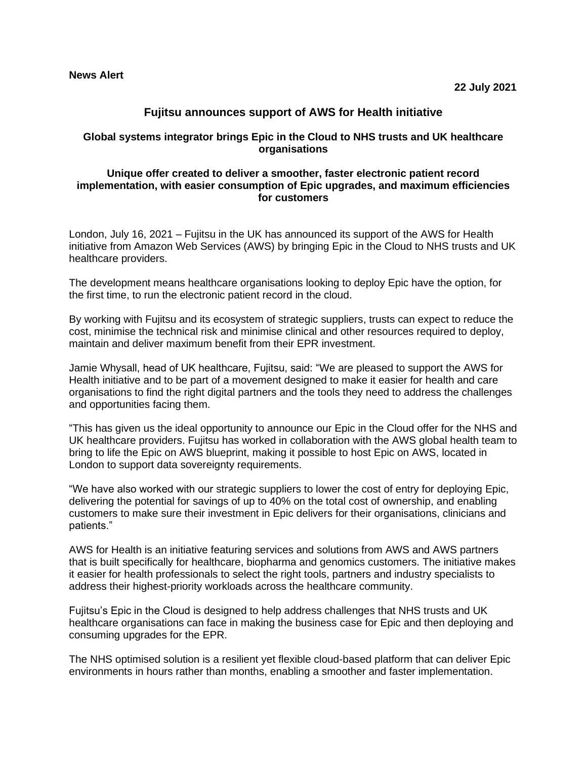**News Alert**

**22 July 2021**

# Fujitsu announces support of AWS for Health initiative

### Global systems integrator brings Epic in the Cloud to NHS trusts and UK healthcare organisations

### Unique offer created to deliver a smoother, faster electronic patient record implementation, with easier consumption of Epic upgrades, and maximum efficiencies for customers

London, July 16, 2021 – Fujitsu in the UK has announced its support of the AWS for Health initiative from Amazon Web Services (AWS) by bringing Epic in the Cloud to NHS trusts and UK healthcare providers.

The development means healthcare organisations looking to deploy Epic have the option, for the first time, to run the electronic patient record in the cloud.

By working with Fujitsu and its ecosystem of strategic suppliers, trusts can expect to reduce the cost, minimise the technical risk and minimise clinical and other resources required to deploy, maintain and deliver maximum benefit from their EPR investment.

Jamie Whysall, head of UK healthcare, Fujitsu, said: "We are pleased to support the AWS for Health initiative and to be part of a movement designed to make it easier for health and care organisations to find the right digital partners and the tools they need to address the challenges and opportunities facing them.

"This has given us the ideal opportunity to announce our Epic in the Cloud offer for the NHS and UK healthcare providers. Fujitsu has worked in collaboration with the AWS global health team to bring to life the Epic on AWS blueprint, making it possible to host Epic on AWS, located in London to support data sovereignty requirements.

"We have also worked with our strategic suppliers to lower the cost of entry for deploying Epic, delivering the potential for savings of up to 40% on the total cost of ownership, and enabling customers to make sure their investment in Epic delivers for their organisations, clinicians and patients."

AWS for Health is an initiative featuring services and solutions from AWS and AWS partners that is built specifically for healthcare, biopharma and genomics customers. The initiative makes it easier for health professionals to select the right tools, partners and industry specialists to address their highest-priority workloads across the healthcare community.

Fujitsu's Epic in the Cloud is designed to help address challenges that NHS trusts and UK healthcare organisations can face in making the business case for Epic and then deploying and consuming upgrades for the EPR.

The NHS optimised solution is a resilient yet flexible cloud-based platform that can deliver Epic environments in hours rather than months, enabling a smoother and faster implementation.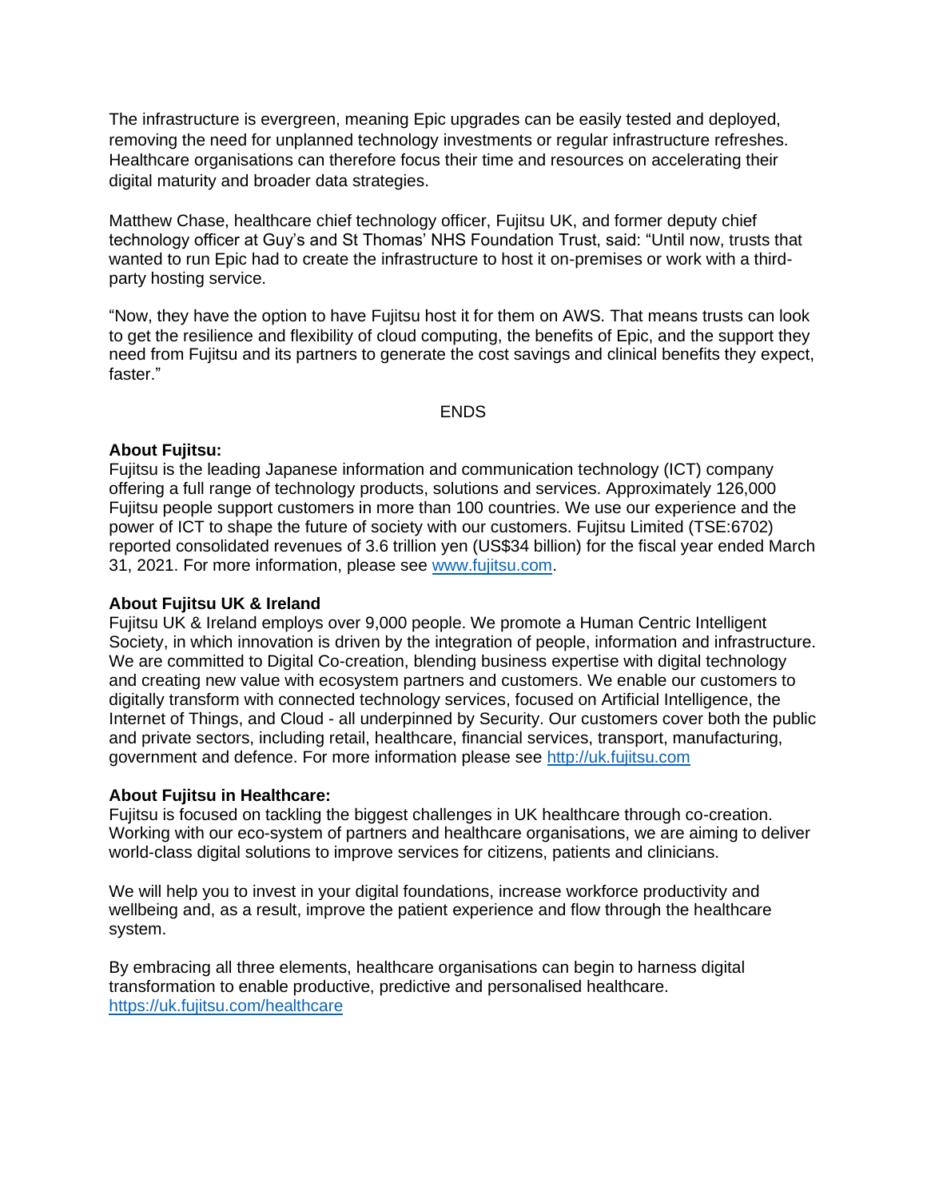The infrastructure is evergreen, meaning Epic upgrades can be easily tested and deployed, removing the need for unplanned technology investments or regular infrastructure refreshes. Healthcare organisations can therefore focus their time and resources on accelerating their digital maturity and broader data strategies.

Matthew Chase, healthcare chief technology officer, Fujitsu UK, and former deputy chief technology officer at Guy's and St Thomas' NHS Foundation Trust, said: "Until now, trusts that wanted to run Epic had to create the infrastructure to host it on-premises or work with a third-party hosting service.

"Now, they have the option to have Fujitsu host it for them on AWS. That means trusts can look to get the resilience and flexibility of cloud computing, the benefits of Epic, and the support they need from Fujitsu and its partners to generate the cost savings and clinical benefits they expect, faster."

ENDS

**About Fujitsu:**
Fujitsu is the leading Japanese information and communication technology (ICT) company offering a full range of technology products, solutions and services. Approximately 126,000 Fujitsu people support customers in more than 100 countries. We use our experience and the power of ICT to shape the future of society with our customers. Fujitsu Limited (TSE:6702) reported consolidated revenues of 3.6 trillion yen (US$34 billion) for the fiscal year ended March 31, 2021. For more information, please see [www.fujitsu.com](www.fujitsu.com).

**About Fujitsu UK & Ireland**
Fujitsu UK & Ireland employs over 9,000 people. We promote a Human Centric Intelligent Society, in which innovation is driven by the integration of people, information and infrastructure. We are committed to Digital Co-creation, blending business expertise with digital technology and creating new value with ecosystem partners and customers. We enable our customers to digitally transform with connected technology services, focused on Artificial Intelligence, the Internet of Things, and Cloud - all underpinned by Security. Our customers cover both the public and private sectors, including retail, healthcare, financial services, transport, manufacturing, government and defence. For more information please see [http://uk.fujitsu.com](http://uk.fujitsu.com)

**About Fujitsu in Healthcare:**
Fujitsu is focused on tackling the biggest challenges in UK healthcare through co-creation. Working with our eco-system of partners and healthcare organisations, we are aiming to deliver world-class digital solutions to improve services for citizens, patients and clinicians.

We will help you to invest in your digital foundations, increase workforce productivity and wellbeing and, as a result, improve the patient experience and flow through the healthcare system.

By embracing all three elements, healthcare organisations can begin to harness digital transformation to enable productive, predictive and personalised healthcare.
[https://uk.fujitsu.com/healthcare](https://uk.fujitsu.com/healthcare)